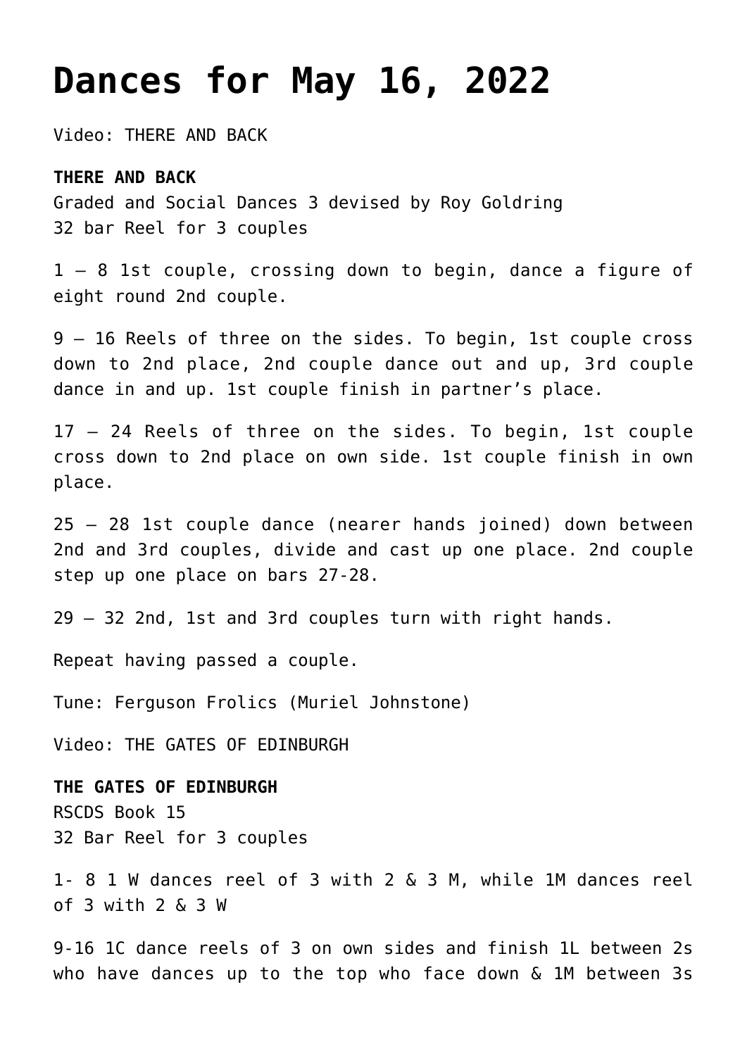# Dances for May 16, 2022

Video: THERE AND BACK

**THERE AND BACK**
Graded and Social Dances 3 devised by Roy Goldring
32 bar Reel for 3 couples

1 – 8 1st couple, crossing down to begin, dance a figure of eight round 2nd couple.

9 – 16 Reels of three on the sides. To begin, 1st couple cross down to 2nd place, 2nd couple dance out and up, 3rd couple dance in and up. 1st couple finish in partner's place.

17 – 24 Reels of three on the sides. To begin, 1st couple cross down to 2nd place on own side. 1st couple finish in own place.

25 – 28 1st couple dance (nearer hands joined) down between 2nd and 3rd couples, divide and cast up one place. 2nd couple step up one place on bars 27-28.

29 – 32 2nd, 1st and 3rd couples turn with right hands.

Repeat having passed a couple.

Tune: Ferguson Frolics (Muriel Johnstone)

Video: THE GATES OF EDINBURGH

**THE GATES OF EDINBURGH**
RSCDS Book 15
32 Bar Reel for 3 couples

1- 8 1 W dances reel of 3 with 2 & 3 M, while 1M dances reel of 3 with 2 & 3 W

9-16 1C dance reels of 3 on own sides and finish 1L between 2s who have dances up to the top who face down & 1M between 3s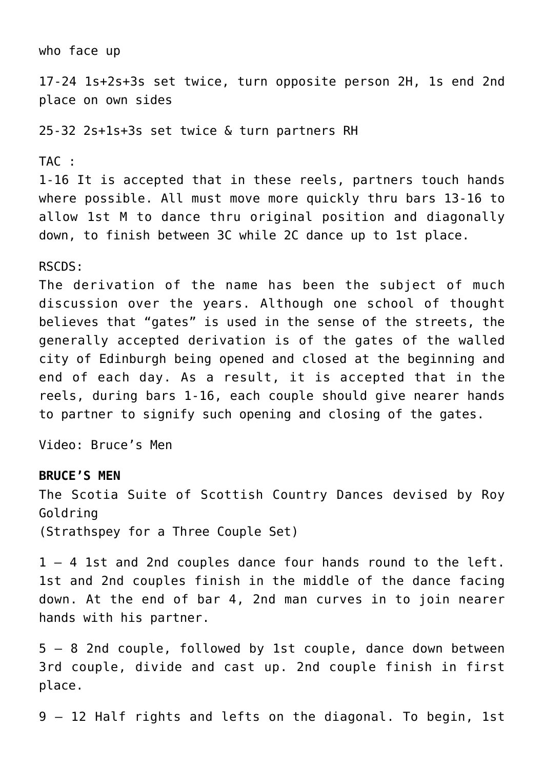who face up

17-24 1s+2s+3s set twice, turn opposite person 2H, 1s end 2nd place on own sides

25-32 2s+1s+3s set twice & turn partners RH

TAC :
1-16 It is accepted that in these reels, partners touch hands where possible. All must move more quickly thru bars 13-16 to allow 1st M to dance thru original position and diagonally down, to finish between 3C while 2C dance up to 1st place.

RSCDS:
The derivation of the name has been the subject of much discussion over the years. Although one school of thought believes that "gates" is used in the sense of the streets, the generally accepted derivation is of the gates of the walled city of Edinburgh being opened and closed at the beginning and end of each day. As a result, it is accepted that in the reels, during bars 1-16, each couple should give nearer hands to partner to signify such opening and closing of the gates.

Video: Bruce's Men

**BRUCE'S MEN**
The Scotia Suite of Scottish Country Dances devised by Roy Goldring
(Strathspey for a Three Couple Set)

1 – 4 1st and 2nd couples dance four hands round to the left. 1st and 2nd couples finish in the middle of the dance facing down. At the end of bar 4, 2nd man curves in to join nearer hands with his partner.

5 – 8 2nd couple, followed by 1st couple, dance down between 3rd couple, divide and cast up. 2nd couple finish in first place.

9 – 12 Half rights and lefts on the diagonal. To begin, 1st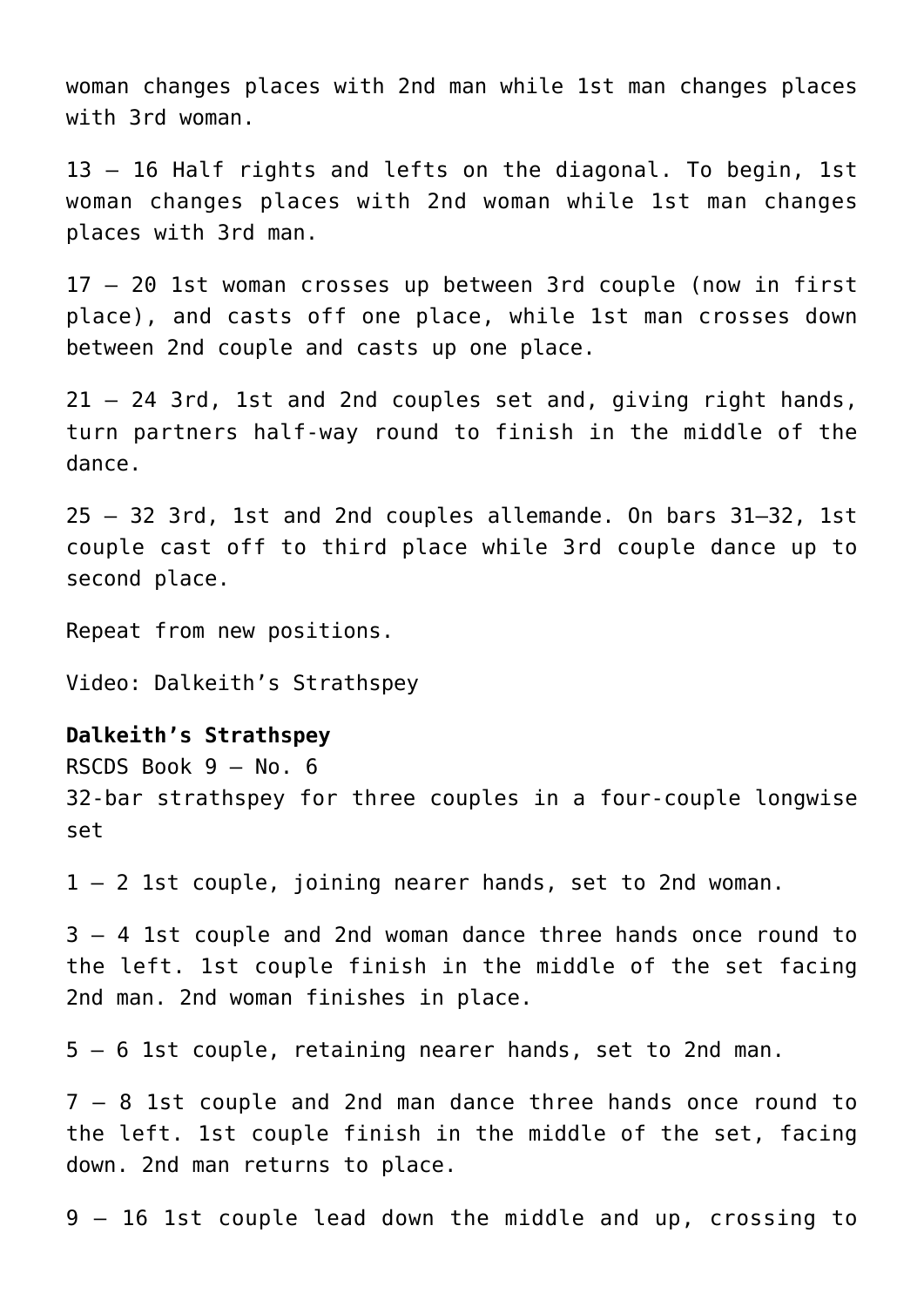woman changes places with 2nd man while 1st man changes places with 3rd woman.

13 – 16 Half rights and lefts on the diagonal. To begin, 1st woman changes places with 2nd woman while 1st man changes places with 3rd man.

17 – 20 1st woman crosses up between 3rd couple (now in first place), and casts off one place, while 1st man crosses down between 2nd couple and casts up one place.

21 – 24 3rd, 1st and 2nd couples set and, giving right hands, turn partners half-way round to finish in the middle of the dance.

25 – 32 3rd, 1st and 2nd couples allemande. On bars 31–32, 1st couple cast off to third place while 3rd couple dance up to second place.

Repeat from new positions.

Video: Dalkeith's Strathspey

**Dalkeith's Strathspey**
RSCDS Book 9 – No. 6
32-bar strathspey for three couples in a four-couple longwise set

1 – 2 1st couple, joining nearer hands, set to 2nd woman.

3 – 4 1st couple and 2nd woman dance three hands once round to the left. 1st couple finish in the middle of the set facing 2nd man. 2nd woman finishes in place.

5 – 6 1st couple, retaining nearer hands, set to 2nd man.

7 – 8 1st couple and 2nd man dance three hands once round to the left. 1st couple finish in the middle of the set, facing down. 2nd man returns to place.

9 – 16 1st couple lead down the middle and up, crossing to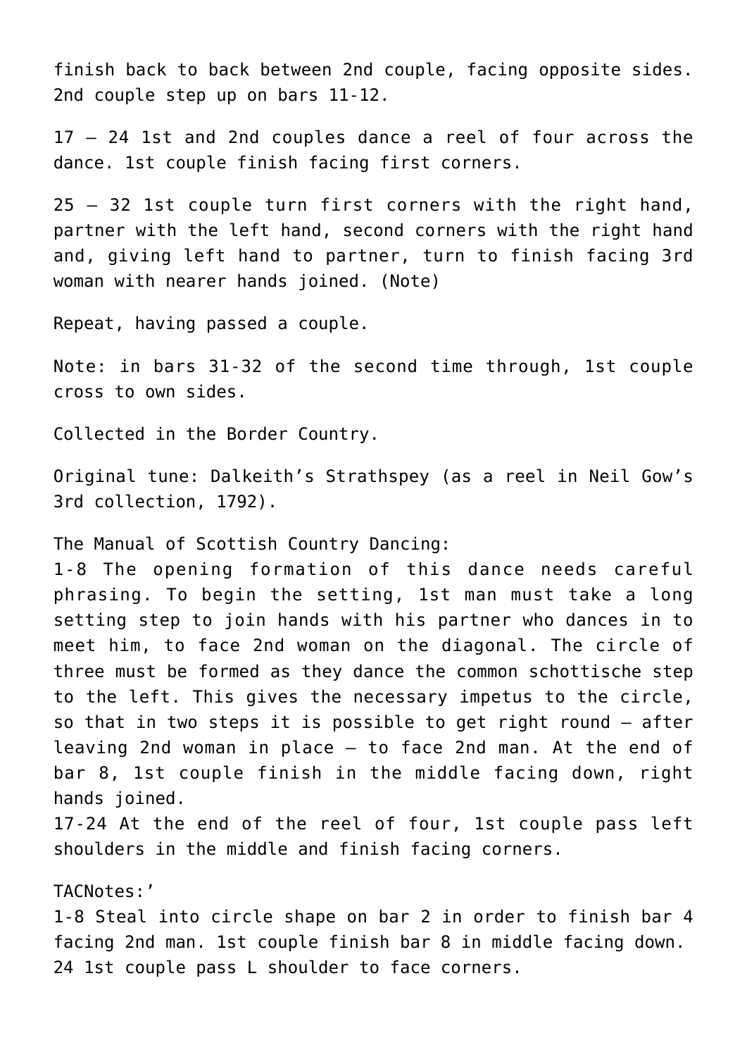finish back to back between 2nd couple, facing opposite sides. 2nd couple step up on bars 11-12.

17 – 24 1st and 2nd couples dance a reel of four across the dance. 1st couple finish facing first corners.

25 – 32 1st couple turn first corners with the right hand, partner with the left hand, second corners with the right hand and, giving left hand to partner, turn to finish facing 3rd woman with nearer hands joined. (Note)

Repeat, having passed a couple.

Note: in bars 31-32 of the second time through, 1st couple cross to own sides.

Collected in the Border Country.

Original tune: Dalkeith's Strathspey (as a reel in Neil Gow's 3rd collection, 1792).

The Manual of Scottish Country Dancing:
1-8 The opening formation of this dance needs careful phrasing. To begin the setting, 1st man must take a long setting step to join hands with his partner who dances in to meet him, to face 2nd woman on the diagonal. The circle of three must be formed as they dance the common schottische step to the left. This gives the necessary impetus to the circle, so that in two steps it is possible to get right round – after leaving 2nd woman in place – to face 2nd man. At the end of bar 8, 1st couple finish in the middle facing down, right hands joined.
17-24 At the end of the reel of four, 1st couple pass left shoulders in the middle and finish facing corners.

TACNotes:'
1-8 Steal into circle shape on bar 2 in order to finish bar 4 facing 2nd man. 1st couple finish bar 8 in middle facing down.
24 1st couple pass L shoulder to face corners.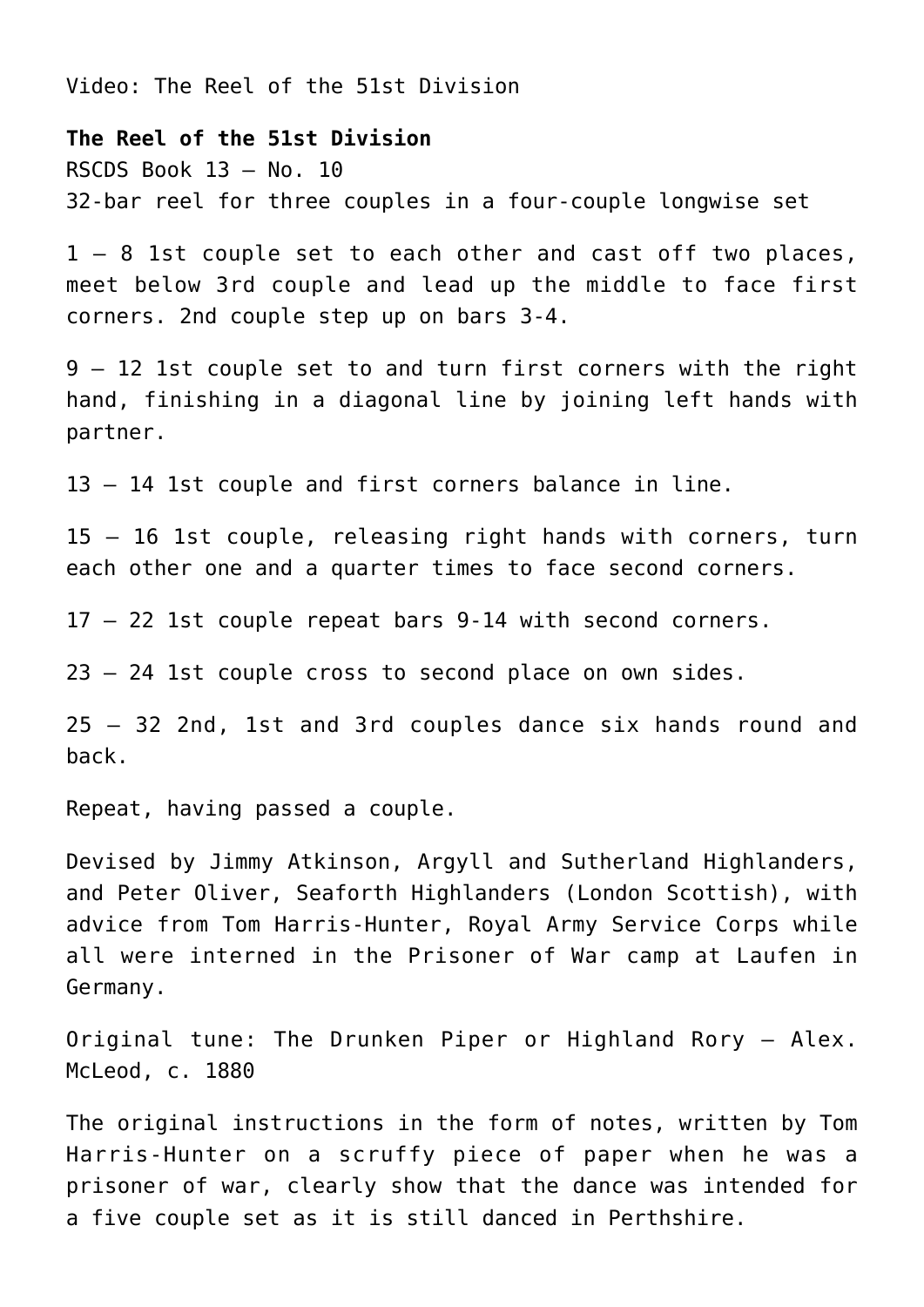Video: The Reel of the 51st Division

**The Reel of the 51st Division**
RSCDS Book 13 – No. 10
32-bar reel for three couples in a four-couple longwise set

1 – 8 1st couple set to each other and cast off two places, meet below 3rd couple and lead up the middle to face first corners. 2nd couple step up on bars 3-4.

9 – 12 1st couple set to and turn first corners with the right hand, finishing in a diagonal line by joining left hands with partner.

13 – 14 1st couple and first corners balance in line.

15 – 16 1st couple, releasing right hands with corners, turn each other one and a quarter times to face second corners.

17 – 22 1st couple repeat bars 9-14 with second corners.

23 – 24 1st couple cross to second place on own sides.

25 – 32 2nd, 1st and 3rd couples dance six hands round and back.

Repeat, having passed a couple.

Devised by Jimmy Atkinson, Argyll and Sutherland Highlanders, and Peter Oliver, Seaforth Highlanders (London Scottish), with advice from Tom Harris-Hunter, Royal Army Service Corps while all were interned in the Prisoner of War camp at Laufen in Germany.

Original tune: The Drunken Piper or Highland Rory – Alex. McLeod, c. 1880

The original instructions in the form of notes, written by Tom Harris-Hunter on a scruffy piece of paper when he was a prisoner of war, clearly show that the dance was intended for a five couple set as it is still danced in Perthshire.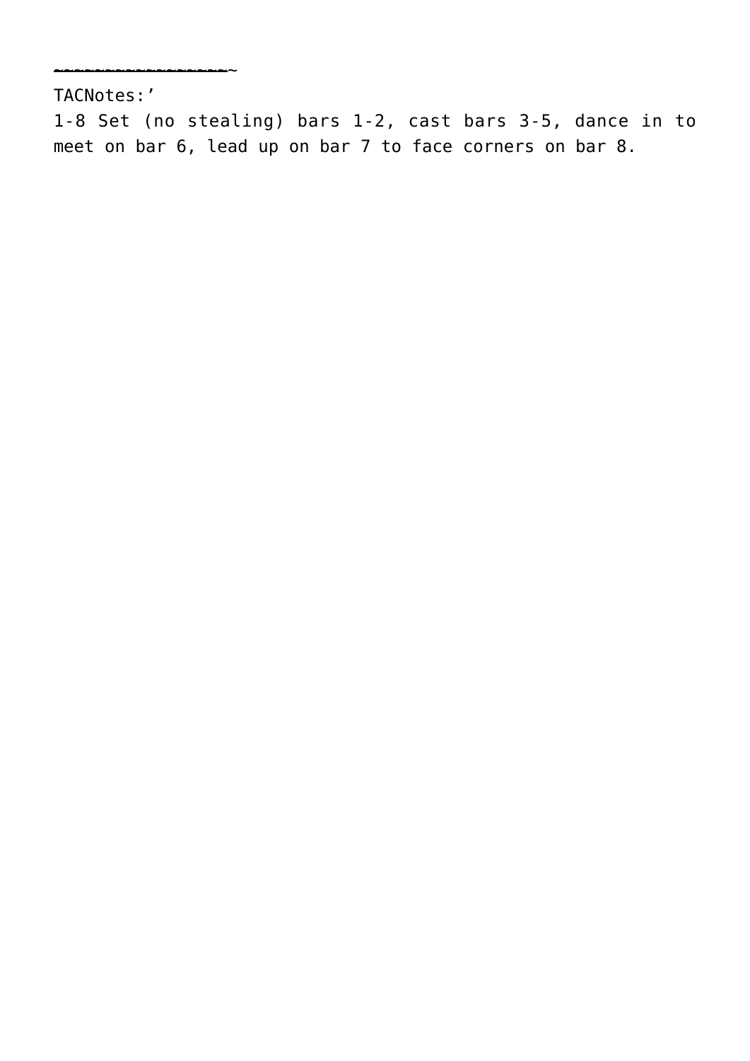~~~~~~~~~~~~~~~~~~~~

TACNotes:’

1-8 Set (no stealing) bars 1-2, cast bars 3-5, dance in to meet on bar 6, lead up on bar 7 to face corners on bar 8.